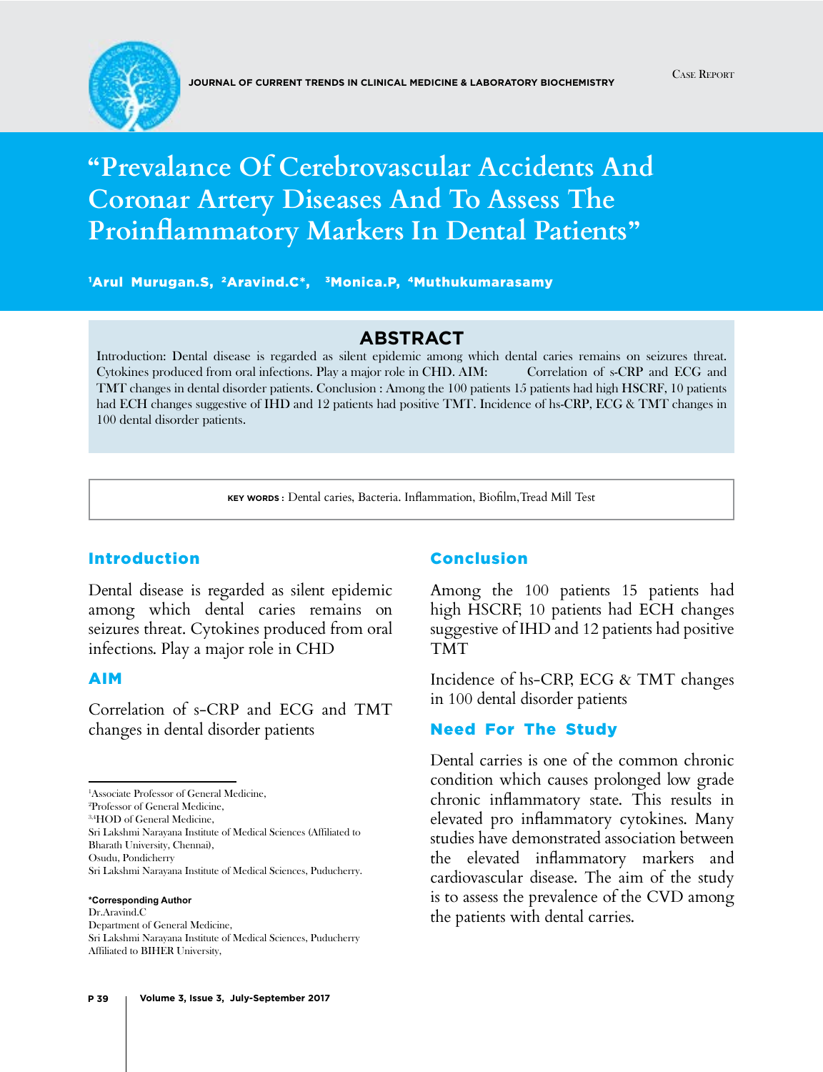Case Report

# "Prevalance Of Cerebrovascular Accidents And Coronar Artery Diseases And To Assess The Proinflammatory Markers In Dental Patients"

[1]Arul Murugan.S, [2]Aravind.C*, [3]Monica.P, [4]Muthukumarasamy

## ABSTRACT

Introduction: Dental disease is regarded as silent epidemic among which dental caries remains on seizures threat. Cytokines produced from oral infections. Play a major role in CHD. AIM: Correlation of s-CRP and ECG and TMT changes in dental disorder patients. Conclusion : Among the 100 patients 15 patients had high HSCRF, 10 patients had ECH changes suggestive of IHD and 12 patients had positive TMT. Incidence of hs-CRP, ECG & TMT changes in 100 dental disorder patients.

**KEY WORDS :** Dental caries, Bacteria. Inflammation, Biofilm,Tread Mill Test

## Introduction

Dental disease is regarded as silent epidemic among which dental caries remains on seizures threat. Cytokines produced from oral infections. Play a major role in CHD

## AIM

Correlation of s-CRP and ECG and TMT changes in dental disorder patients

## Conclusion

Among the 100 patients 15 patients had high HSCRF, 10 patients had ECH changes suggestive of IHD and 12 patients had positive TMT

Incidence of hs-CRP, ECG & TMT changes in 100 dental disorder patients

## Need For The Study

Dental carries is one of the common chronic condition which causes prolonged low grade chronic inflammatory state. This results in elevated pro inflammatory cytokines. Many studies have demonstrated association between the elevated inflammatory markers and cardiovascular disease. The aim of the study is to assess the prevalence of the CVD among the patients with dental carries.

---

[1]Associate Professor of General Medicine,
[2]Professor of General Medicine,
[3,4]HOD of General Medicine,
Sri Lakshmi Narayana Institute of Medical Sciences (Affiliated to Bharath University, Chennai),
Osudu, Pondicherry
Sri Lakshmi Narayana Institute of Medical Sciences, Puducherry.

**\*Corresponding Author**
Dr.Aravind.C
Department of General Medicine,
Sri Lakshmi Narayana Institute of Medical Sciences, Puducherry
Affiliated to BIHER University,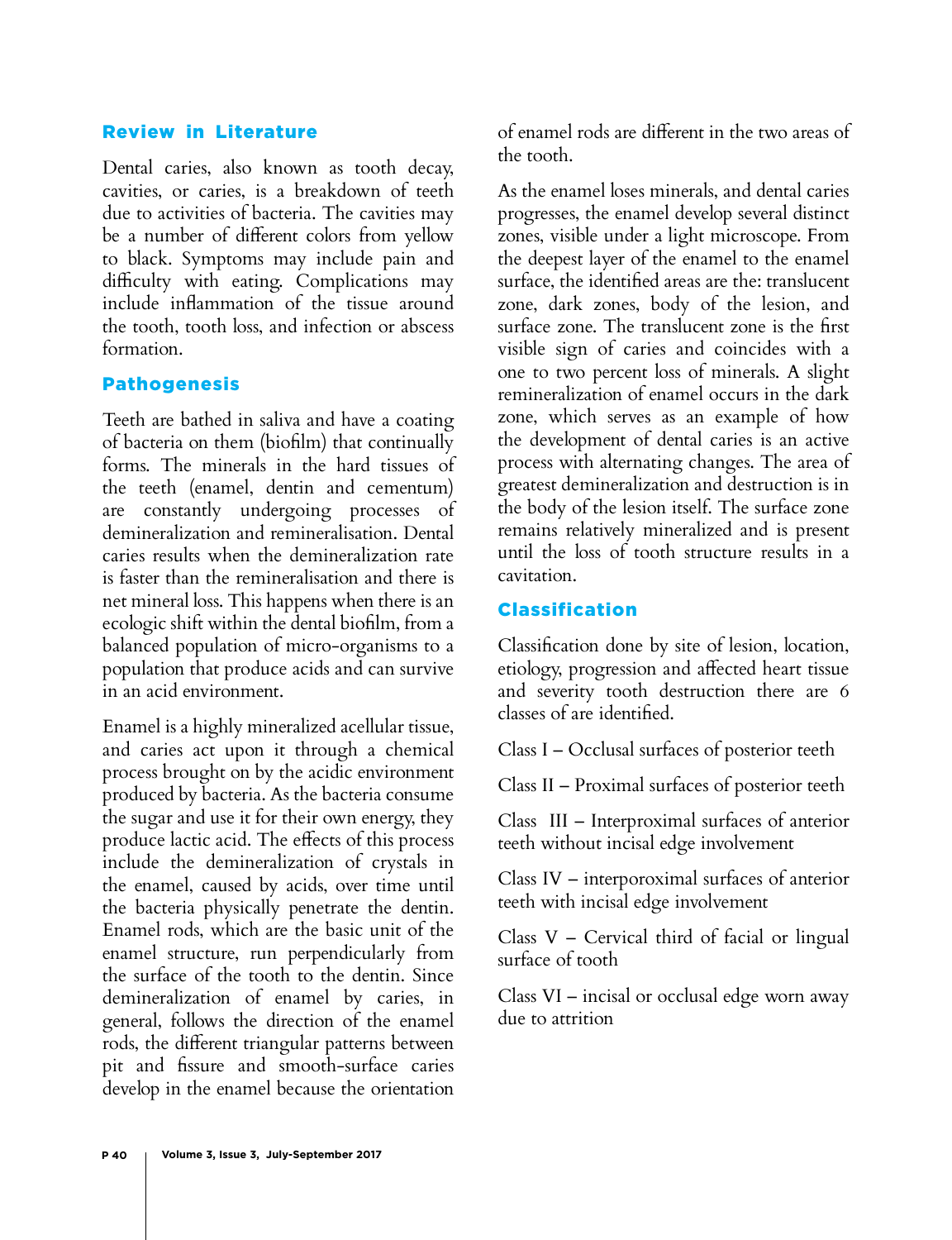## Review in Literature

Dental caries, also known as tooth decay, cavities, or caries, is a breakdown of teeth due to activities of bacteria. The cavities may be a number of different colors from yellow to black. Symptoms may include pain and difficulty with eating. Complications may include inflammation of the tissue around the tooth, tooth loss, and infection or abscess formation.

## Pathogenesis

Teeth are bathed in saliva and have a coating of bacteria on them (biofilm) that continually forms. The minerals in the hard tissues of the teeth (enamel, dentin and cementum) are constantly undergoing processes of demineralization and remineralisation. Dental caries results when the demineralization rate is faster than the remineralisation and there is net mineral loss. This happens when there is an ecologic shift within the dental biofilm, from a balanced population of micro-organisms to a population that produce acids and can survive in an acid environment.

Enamel is a highly mineralized acellular tissue, and caries act upon it through a chemical process brought on by the acidic environment produced by bacteria. As the bacteria consume the sugar and use it for their own energy, they produce lactic acid. The effects of this process include the demineralization of crystals in the enamel, caused by acids, over time until the bacteria physically penetrate the dentin. Enamel rods, which are the basic unit of the enamel structure, run perpendicularly from the surface of the tooth to the dentin. Since demineralization of enamel by caries, in general, follows the direction of the enamel rods, the different triangular patterns between pit and fissure and smooth-surface caries develop in the enamel because the orientation of enamel rods are different in the two areas of the tooth.

As the enamel loses minerals, and dental caries progresses, the enamel develop several distinct zones, visible under a light microscope. From the deepest layer of the enamel to the enamel surface, the identified areas are the: translucent zone, dark zones, body of the lesion, and surface zone. The translucent zone is the first visible sign of caries and coincides with a one to two percent loss of minerals. A slight remineralization of enamel occurs in the dark zone, which serves as an example of how the development of dental caries is an active process with alternating changes. The area of greatest demineralization and destruction is in the body of the lesion itself. The surface zone remains relatively mineralized and is present until the loss of tooth structure results in a cavitation.

## Classification

Classification done by site of lesion, location, etiology, progression and affected heart tissue and severity tooth destruction there are 6 classes of are identified.

Class I – Occlusal surfaces of posterior teeth

Class II – Proximal surfaces of posterior teeth

Class III – Interproximal surfaces of anterior teeth without incisal edge involvement

Class IV – interporoximal surfaces of anterior teeth with incisal edge involvement

Class V – Cervical third of facial or lingual surface of tooth

Class VI – incisal or occlusal edge worn away due to attrition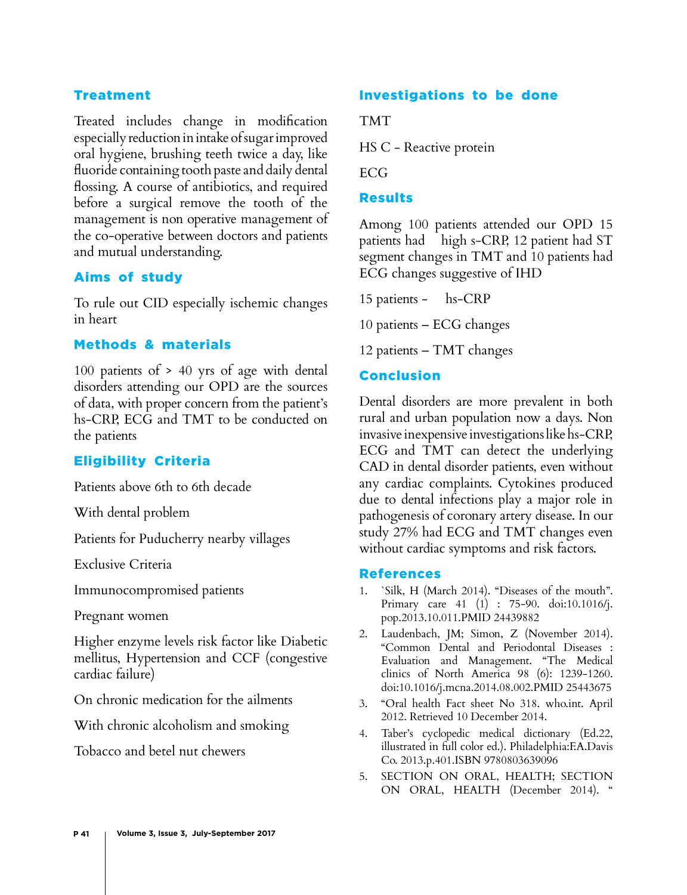## Treatment

Treated includes change in modification especially reduction in intake of sugar improved oral hygiene, brushing teeth twice a day, like fluoride containing tooth paste and daily dental flossing. A course of antibiotics, and required before a surgical remove the tooth of the management is non operative management of the co-operative between doctors and patients and mutual understanding.

## Aims of study

To rule out CID especially ischemic changes in heart

## Methods & materials

100 patients of > 40 yrs of age with dental disorders attending our OPD are the sources of data, with proper concern from the patient's hs-CRP, ECG and TMT to be conducted on the patients

## Eligibility Criteria

Patients above 6th to 6th decade

With dental problem

Patients for Puducherry nearby villages

Exclusive Criteria

Immunocompromised patients

Pregnant women

Higher enzyme levels risk factor like Diabetic mellitus, Hypertension and CCF (congestive cardiac failure)

On chronic medication for the ailments

With chronic alcoholism and smoking

Tobacco and betel nut chewers

## Investigations to be done

TMT

HS C - Reactive protein

ECG

## Results

Among 100 patients attended our OPD 15 patients had high s-CRP, 12 patient had ST segment changes in TMT and 10 patients had ECG changes suggestive of IHD

15 patients - hs-CRP

10 patients – ECG changes

12 patients – TMT changes

## Conclusion

Dental disorders are more prevalent in both rural and urban population now a days. Non invasive inexpensive investigations like hs-CRP, ECG and TMT can detect the underlying CAD in dental disorder patients, even without any cardiac complaints. Cytokines produced due to dental infections play a major role in pathogenesis of coronary artery disease. In our study 27% had ECG and TMT changes even without cardiac symptoms and risk factors.

## References

1. `Silk, H (March 2014). "Diseases of the mouth". Primary care 41 (1) : 75-90. doi:10.1016/j.pop.2013.10.011.PMID 24439882
2. Laudenbach, JM; Simon, Z (November 2014). "Common Dental and Periodontal Diseases : Evaluation and Management. "The Medical clinics of North America 98 (6): 1239-1260. doi:10.1016/j.mcna.2014.08.002.PMID 25443675
3. "Oral health Fact sheet No 318. who.int. April 2012. Retrieved 10 December 2014.
4. Taber's cyclopedic medical dictionary (Ed.22, illustrated in full color ed.). Philadelphia:F.A.Davis Co. 2013.p.401.ISBN 9780803639096
5. SECTION ON ORAL, HEALTH; SECTION ON ORAL, HEALTH (December 2014). "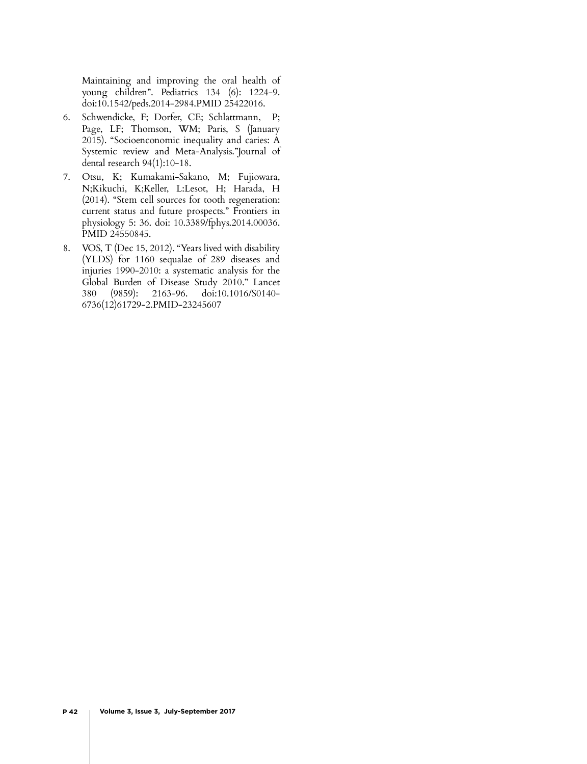Maintaining and improving the oral health of young children". Pediatrics 134 (6): 1224-9. doi:10.1542/peds.2014-2984.PMID 25422016.

6. Schwendicke, F; Dorfer, CE; Schlattmann, P; Page, LF; Thomson, WM; Paris, S (January 2015). "Socioenconomic inequality and caries: A Systemic review and Meta-Analysis."Journal of dental research 94(1):10-18.
7. Otsu, K; Kumakami-Sakano, M; Fujiowara, N;Kikuchi, K;Keller, L:Lesot, H; Harada, H (2014). "Stem cell sources for tooth regeneration: current status and future prospects." Frontiers in physiology 5: 36. doi: 10.3389/fphys.2014.00036. PMID 24550845.
8. VOS, T (Dec 15, 2012). "Years lived with disability (YLDS) for 1160 sequalae of 289 diseases and injuries 1990-2010: a systematic analysis for the Global Burden of Disease Study 2010." Lancet 380 (9859): 2163-96. doi:10.1016/S0140-6736(12)61729-2.PMID-23245607